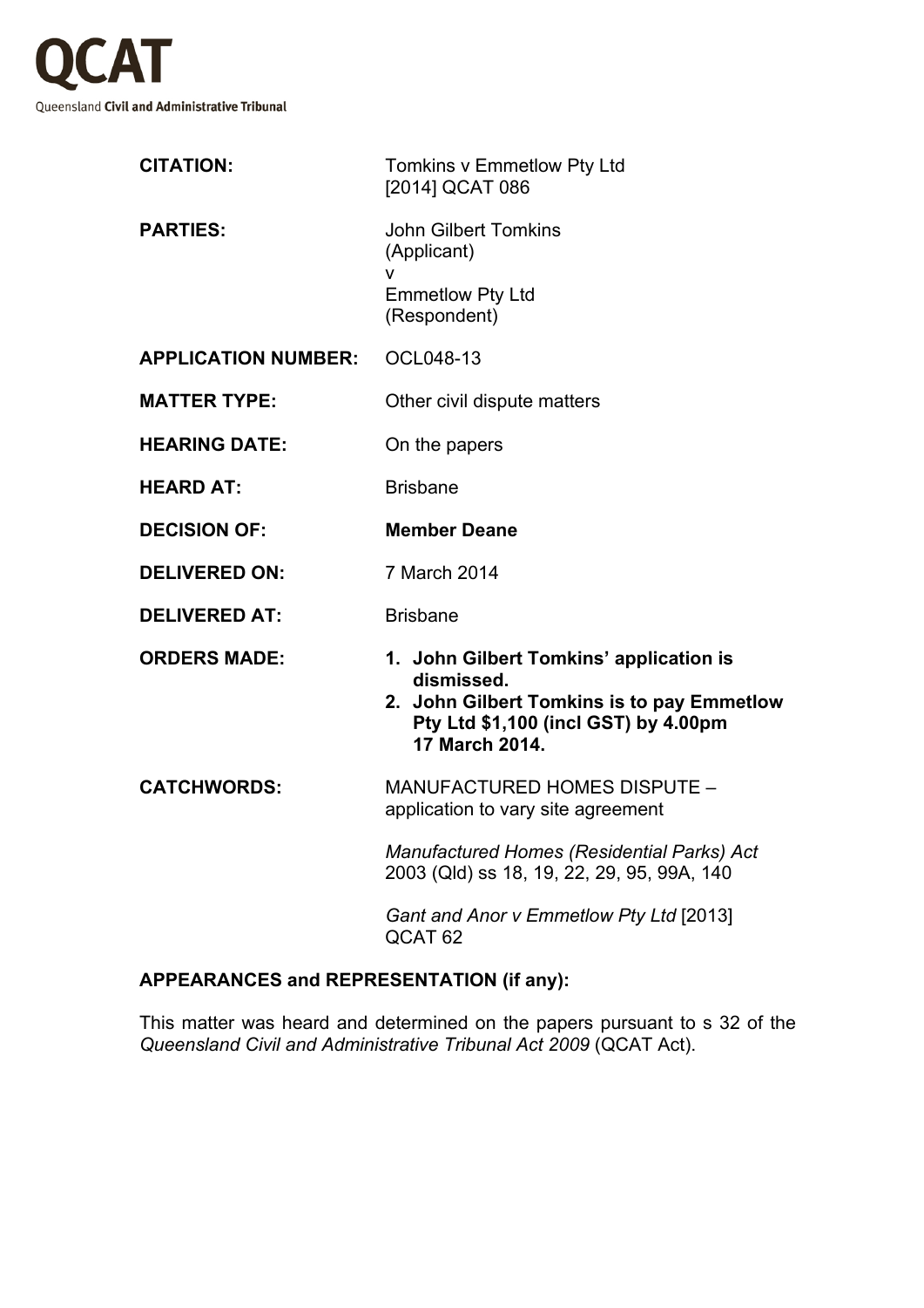# QCAT

Queensland **Civil and Administrative Tribunal**

| | |
|---|---|
| **CITATION:** | Tomkins v Emmetlow Pty Ltd [2014] QCAT 086 |
| **PARTIES:** | John Gilbert Tomkins (Applicant) v Emmetlow Pty Ltd (Respondent) |
| **APPLICATION NUMBER:** | OCL048-13 |
| **MATTER TYPE:** | Other civil dispute matters |
| **HEARING DATE:** | On the papers |
| **HEARD AT:** | Brisbane |
| **DECISION OF:** | **Member Deane** |
| **DELIVERED ON:** | 7 March 2014 |
| **DELIVERED AT:** | Brisbane |
| **ORDERS MADE:** | **1. John Gilbert Tomkins' application is dismissed.** **2. John Gilbert Tomkins is to pay Emmetlow Pty Ltd $1,100 (incl GST) by 4.00pm 17 March 2014.** |
| **CATCHWORDS:** | MANUFACTURED HOMES DISPUTE – application to vary site agreement *Manufactured Homes (Residential Parks) Act* 2003 (Qld) ss 18, 19, 22, 29, 95, 99A, 140 *Gant and Anor v Emmetlow Pty Ltd* [2013] QCAT 62 |

**APPEARANCES and REPRESENTATION (if any):**

This matter was heard and determined on the papers pursuant to s 32 of the *Queensland Civil and Administrative Tribunal Act 2009* (QCAT Act).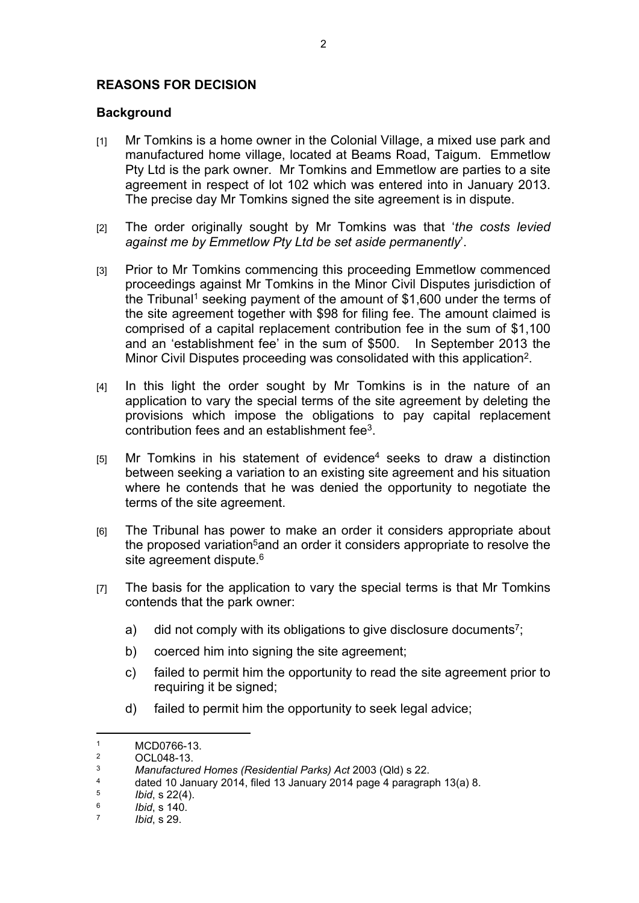## REASONS FOR DECISION

### Background

[1] Mr Tomkins is a home owner in the Colonial Village, a mixed use park and manufactured home village, located at Beams Road, Taigum. Emmetlow Pty Ltd is the park owner. Mr Tomkins and Emmetlow are parties to a site agreement in respect of lot 102 which was entered into in January 2013. The precise day Mr Tomkins signed the site agreement is in dispute.

[2] The order originally sought by Mr Tomkins was that '*the costs levied against me by Emmetlow Pty Ltd be set aside permanently*'.

[3] Prior to Mr Tomkins commencing this proceeding Emmetlow commenced proceedings against Mr Tomkins in the Minor Civil Disputes jurisdiction of the Tribunal[1] seeking payment of the amount of $1,600 under the terms of the site agreement together with $98 for filing fee. The amount claimed is comprised of a capital replacement contribution fee in the sum of $1,100 and an 'establishment fee' in the sum of $500. In September 2013 the Minor Civil Disputes proceeding was consolidated with this application[2].

[4] In this light the order sought by Mr Tomkins is in the nature of an application to vary the special terms of the site agreement by deleting the provisions which impose the obligations to pay capital replacement contribution fees and an establishment fee[3].

[5] Mr Tomkins in his statement of evidence[4] seeks to draw a distinction between seeking a variation to an existing site agreement and his situation where he contends that he was denied the opportunity to negotiate the terms of the site agreement.

[6] The Tribunal has power to make an order it considers appropriate about the proposed variation[5] and an order it considers appropriate to resolve the site agreement dispute.[6]

[7] The basis for the application to vary the special terms is that Mr Tomkins contends that the park owner:

a) did not comply with its obligations to give disclosure documents[7];

b) coerced him into signing the site agreement;

c) failed to permit him the opportunity to read the site agreement prior to requiring it be signed;

d) failed to permit him the opportunity to seek legal advice;

---

[1] MCD0766-13.

[2] OCL048-13.

[3] *Manufactured Homes (Residential Parks) Act* 2003 (Qld) s 22.

[4] dated 10 January 2014, filed 13 January 2014 page 4 paragraph 13(a) 8.

[5] *Ibid*, s 22(4).

[6] *Ibid*, s 140.

[7] *Ibid*, s 29.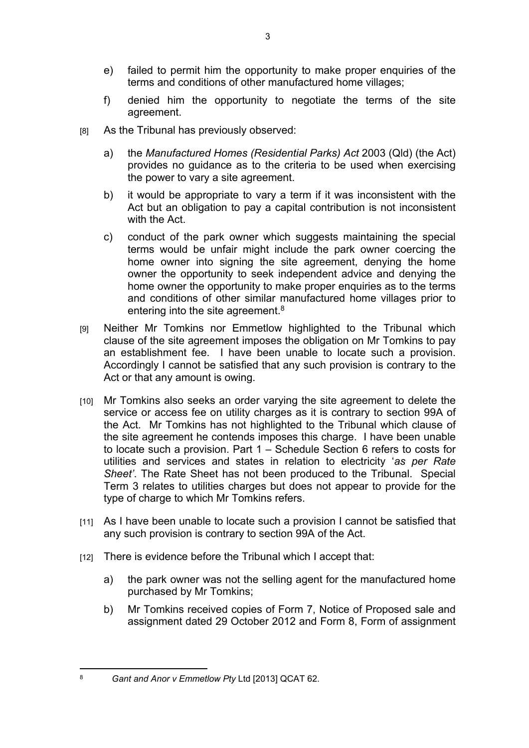e) failed to permit him the opportunity to make proper enquiries of the terms and conditions of other manufactured home villages;

f) denied him the opportunity to negotiate the terms of the site agreement.

[8] As the Tribunal has previously observed:

a) the *Manufactured Homes (Residential Parks) Act* 2003 (Qld) (the Act) provides no guidance as to the criteria to be used when exercising the power to vary a site agreement.

b) it would be appropriate to vary a term if it was inconsistent with the Act but an obligation to pay a capital contribution is not inconsistent with the Act.

c) conduct of the park owner which suggests maintaining the special terms would be unfair might include the park owner coercing the home owner into signing the site agreement, denying the home owner the opportunity to seek independent advice and denying the home owner the opportunity to make proper enquiries as to the terms and conditions of other similar manufactured home villages prior to entering into the site agreement.[8]

[9] Neither Mr Tomkins nor Emmetlow highlighted to the Tribunal which clause of the site agreement imposes the obligation on Mr Tomkins to pay an establishment fee. I have been unable to locate such a provision. Accordingly I cannot be satisfied that any such provision is contrary to the Act or that any amount is owing.

[10] Mr Tomkins also seeks an order varying the site agreement to delete the service or access fee on utility charges as it is contrary to section 99A of the Act. Mr Tomkins has not highlighted to the Tribunal which clause of the site agreement he contends imposes this charge. I have been unable to locate such a provision. Part 1 – Schedule Section 6 refers to costs for utilities and services and states in relation to electricity '*as per Rate Sheet'*. The Rate Sheet has not been produced to the Tribunal. Special Term 3 relates to utilities charges but does not appear to provide for the type of charge to which Mr Tomkins refers.

[11] As I have been unable to locate such a provision I cannot be satisfied that any such provision is contrary to section 99A of the Act.

[12] There is evidence before the Tribunal which I accept that:

a) the park owner was not the selling agent for the manufactured home purchased by Mr Tomkins;

b) Mr Tomkins received copies of Form 7, Notice of Proposed sale and assignment dated 29 October 2012 and Form 8, Form of assignment

---

[8] *Gant and Anor v Emmetlow Pty* Ltd [2013] QCAT 62.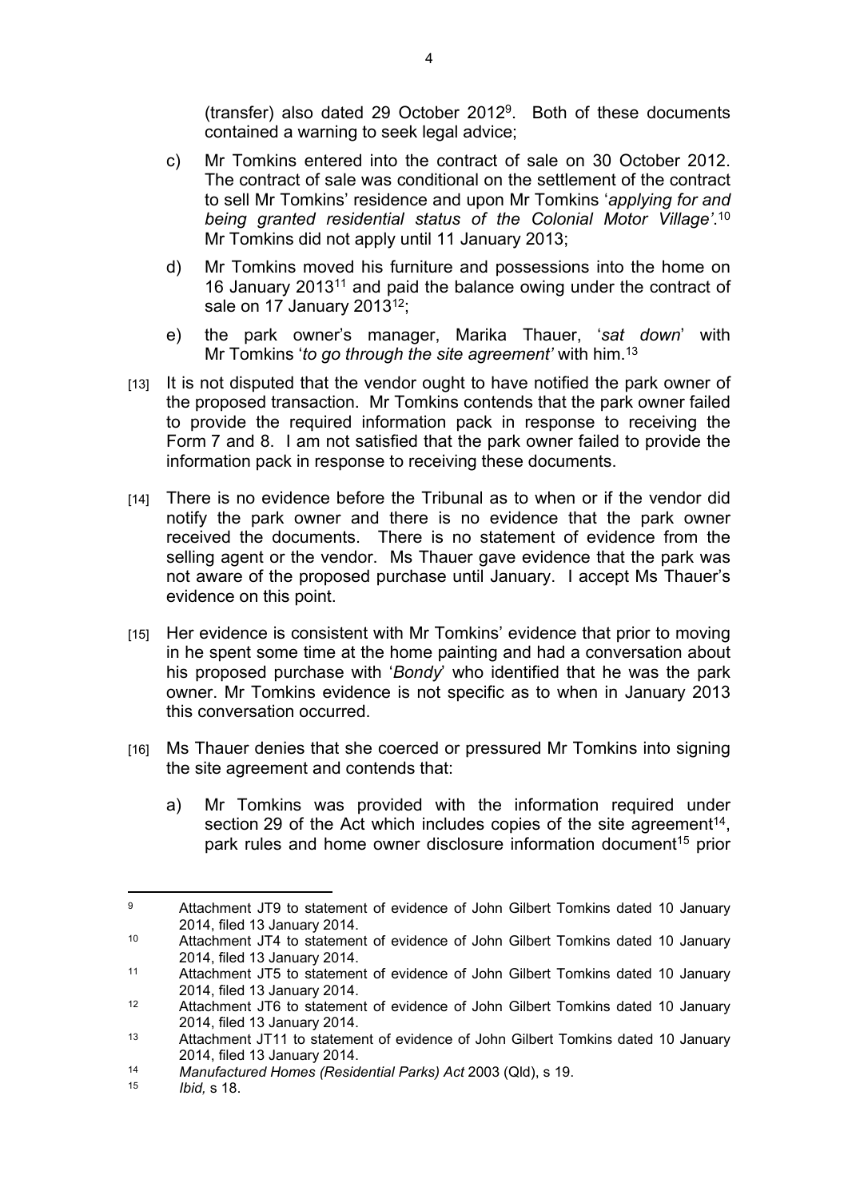(transfer) also dated 29 October 2012[9]. Both of these documents contained a warning to seek legal advice;

c) Mr Tomkins entered into the contract of sale on 30 October 2012. The contract of sale was conditional on the settlement of the contract to sell Mr Tomkins' residence and upon Mr Tomkins '*applying for and being granted residential status of the Colonial Motor Village'*.[10] Mr Tomkins did not apply until 11 January 2013;

d) Mr Tomkins moved his furniture and possessions into the home on 16 January 2013[11] and paid the balance owing under the contract of sale on 17 January 2013[12];

e) the park owner's manager, Marika Thauer, '*sat down*' with Mr Tomkins '*to go through the site agreement'* with him.[13]

[13] It is not disputed that the vendor ought to have notified the park owner of the proposed transaction. Mr Tomkins contends that the park owner failed to provide the required information pack in response to receiving the Form 7 and 8. I am not satisfied that the park owner failed to provide the information pack in response to receiving these documents.

[14] There is no evidence before the Tribunal as to when or if the vendor did notify the park owner and there is no evidence that the park owner received the documents. There is no statement of evidence from the selling agent or the vendor. Ms Thauer gave evidence that the park was not aware of the proposed purchase until January. I accept Ms Thauer's evidence on this point.

[15] Her evidence is consistent with Mr Tomkins' evidence that prior to moving in he spent some time at the home painting and had a conversation about his proposed purchase with '*Bondy*' who identified that he was the park owner. Mr Tomkins evidence is not specific as to when in January 2013 this conversation occurred.

[16] Ms Thauer denies that she coerced or pressured Mr Tomkins into signing the site agreement and contends that:

a) Mr Tomkins was provided with the information required under section 29 of the Act which includes copies of the site agreement[14], park rules and home owner disclosure information document[15] prior

---

[9] Attachment JT9 to statement of evidence of John Gilbert Tomkins dated 10 January 2014, filed 13 January 2014.

[10] Attachment JT4 to statement of evidence of John Gilbert Tomkins dated 10 January 2014, filed 13 January 2014.

[11] Attachment JT5 to statement of evidence of John Gilbert Tomkins dated 10 January 2014, filed 13 January 2014.

[12] Attachment JT6 to statement of evidence of John Gilbert Tomkins dated 10 January 2014, filed 13 January 2014.

[13] Attachment JT11 to statement of evidence of John Gilbert Tomkins dated 10 January 2014, filed 13 January 2014.

[14] *Manufactured Homes (Residential Parks) Act* 2003 (Qld), s 19.

[15] *Ibid,* s 18.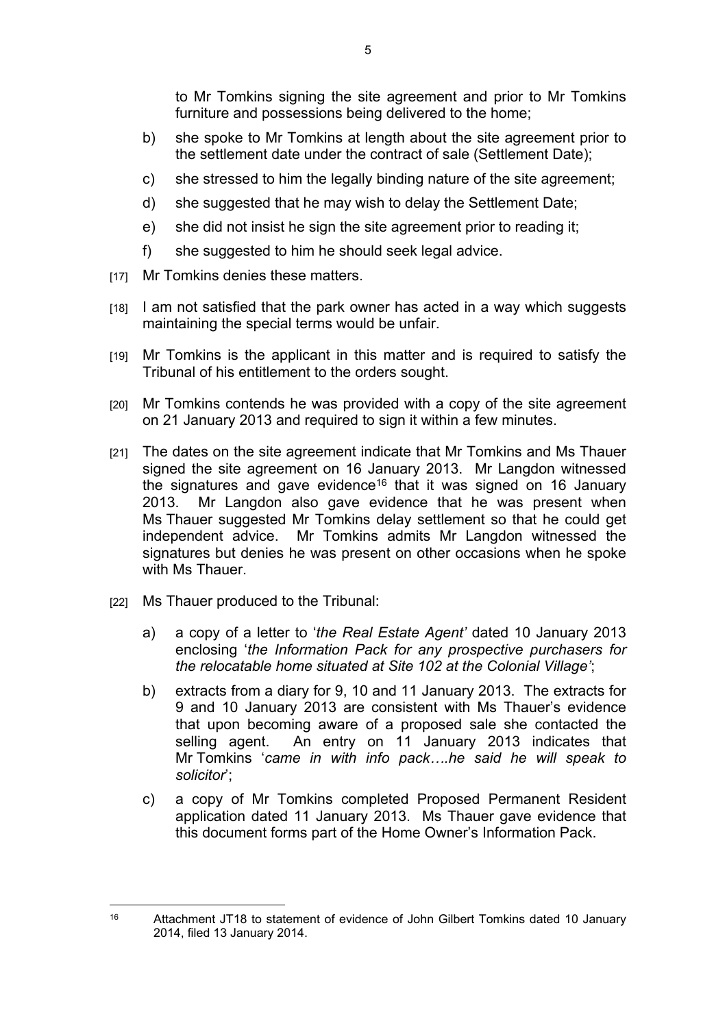to Mr Tomkins signing the site agreement and prior to Mr Tomkins furniture and possessions being delivered to the home;

b) she spoke to Mr Tomkins at length about the site agreement prior to the settlement date under the contract of sale (Settlement Date);

c) she stressed to him the legally binding nature of the site agreement;

d) she suggested that he may wish to delay the Settlement Date;

e) she did not insist he sign the site agreement prior to reading it;

f) she suggested to him he should seek legal advice.

[17] Mr Tomkins denies these matters.

[18] I am not satisfied that the park owner has acted in a way which suggests maintaining the special terms would be unfair.

[19] Mr Tomkins is the applicant in this matter and is required to satisfy the Tribunal of his entitlement to the orders sought.

[20] Mr Tomkins contends he was provided with a copy of the site agreement on 21 January 2013 and required to sign it within a few minutes.

[21] The dates on the site agreement indicate that Mr Tomkins and Ms Thauer signed the site agreement on 16 January 2013. Mr Langdon witnessed the signatures and gave evidence[16] that it was signed on 16 January 2013. Mr Langdon also gave evidence that he was present when Ms Thauer suggested Mr Tomkins delay settlement so that he could get independent advice. Mr Tomkins admits Mr Langdon witnessed the signatures but denies he was present on other occasions when he spoke with Ms Thauer.

[22] Ms Thauer produced to the Tribunal:

a) a copy of a letter to '*the Real Estate Agent'* dated 10 January 2013 enclosing '*the Information Pack for any prospective purchasers for the relocatable home situated at Site 102 at the Colonial Village'*;

b) extracts from a diary for 9, 10 and 11 January 2013. The extracts for 9 and 10 January 2013 are consistent with Ms Thauer's evidence that upon becoming aware of a proposed sale she contacted the selling agent. An entry on 11 January 2013 indicates that Mr Tomkins '*came in with info pack….he said he will speak to solicitor*';

c) a copy of Mr Tomkins completed Proposed Permanent Resident application dated 11 January 2013. Ms Thauer gave evidence that this document forms part of the Home Owner's Information Pack.

---

[16] Attachment JT18 to statement of evidence of John Gilbert Tomkins dated 10 January 2014, filed 13 January 2014.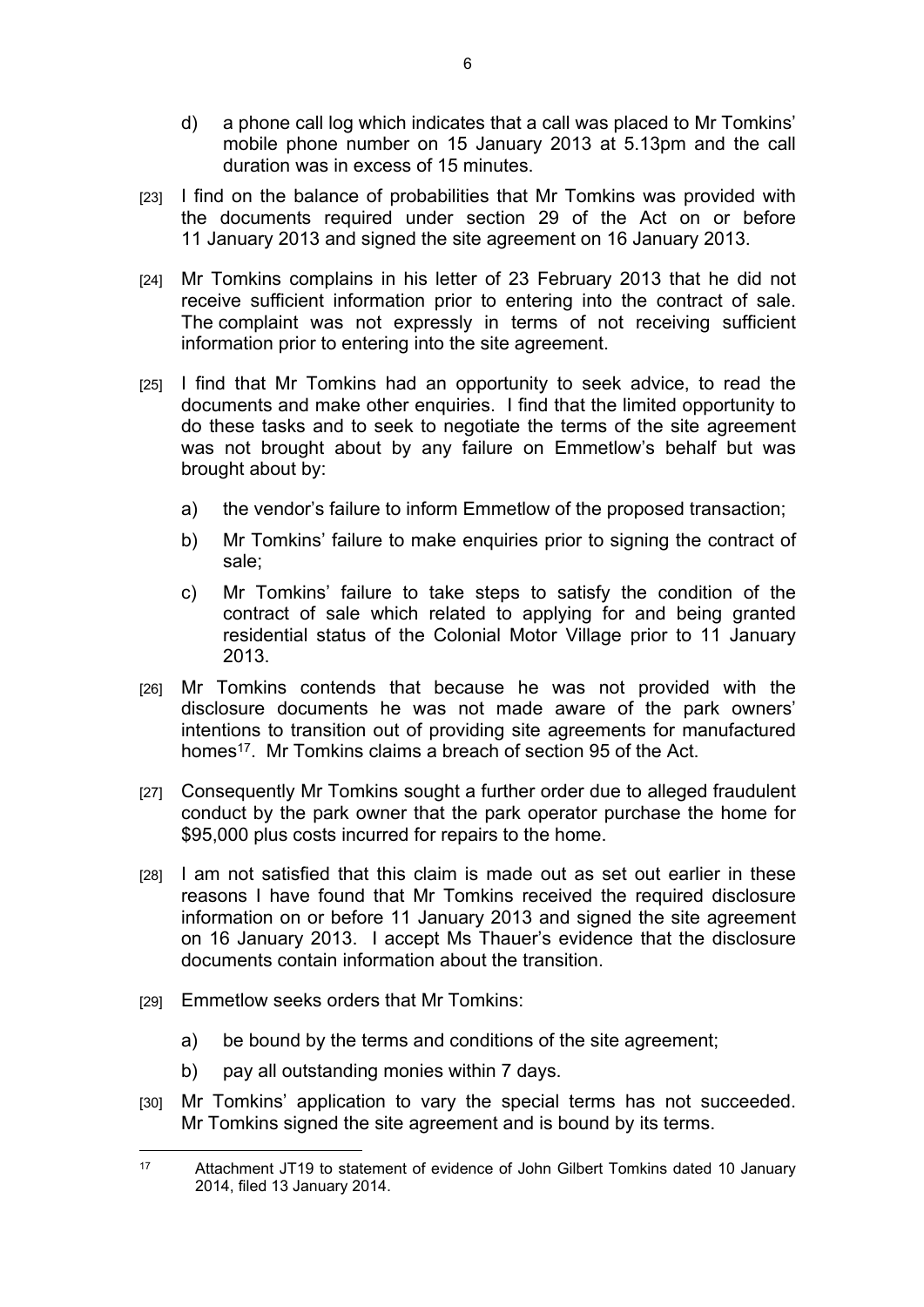d) a phone call log which indicates that a call was placed to Mr Tomkins' mobile phone number on 15 January 2013 at 5.13pm and the call duration was in excess of 15 minutes.

[23] I find on the balance of probabilities that Mr Tomkins was provided with the documents required under section 29 of the Act on or before 11 January 2013 and signed the site agreement on 16 January 2013.

[24] Mr Tomkins complains in his letter of 23 February 2013 that he did not receive sufficient information prior to entering into the contract of sale. The complaint was not expressly in terms of not receiving sufficient information prior to entering into the site agreement.

[25] I find that Mr Tomkins had an opportunity to seek advice, to read the documents and make other enquiries. I find that the limited opportunity to do these tasks and to seek to negotiate the terms of the site agreement was not brought about by any failure on Emmetlow's behalf but was brought about by:

a) the vendor's failure to inform Emmetlow of the proposed transaction;

b) Mr Tomkins' failure to make enquiries prior to signing the contract of sale;

c) Mr Tomkins' failure to take steps to satisfy the condition of the contract of sale which related to applying for and being granted residential status of the Colonial Motor Village prior to 11 January 2013.

[26] Mr Tomkins contends that because he was not provided with the disclosure documents he was not made aware of the park owners' intentions to transition out of providing site agreements for manufactured homes[17]. Mr Tomkins claims a breach of section 95 of the Act.

[27] Consequently Mr Tomkins sought a further order due to alleged fraudulent conduct by the park owner that the park operator purchase the home for $95,000 plus costs incurred for repairs to the home.

[28] I am not satisfied that this claim is made out as set out earlier in these reasons I have found that Mr Tomkins received the required disclosure information on or before 11 January 2013 and signed the site agreement on 16 January 2013. I accept Ms Thauer's evidence that the disclosure documents contain information about the transition.

[29] Emmetlow seeks orders that Mr Tomkins:

a) be bound by the terms and conditions of the site agreement;

b) pay all outstanding monies within 7 days.

[30] Mr Tomkins' application to vary the special terms has not succeeded. Mr Tomkins signed the site agreement and is bound by its terms.

---

[17] Attachment JT19 to statement of evidence of John Gilbert Tomkins dated 10 January 2014, filed 13 January 2014.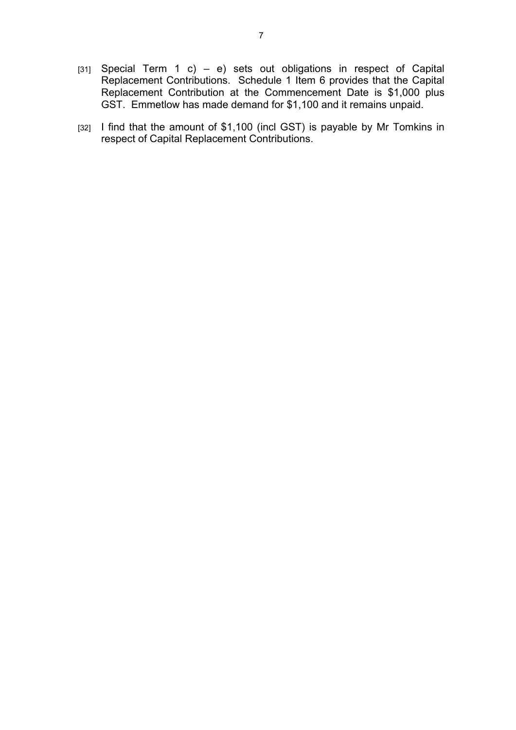[31] Special Term 1 c) – e) sets out obligations in respect of Capital Replacement Contributions. Schedule 1 Item 6 provides that the Capital Replacement Contribution at the Commencement Date is $1,000 plus GST. Emmetlow has made demand for $1,100 and it remains unpaid.

[32] I find that the amount of $1,100 (incl GST) is payable by Mr Tomkins in respect of Capital Replacement Contributions.